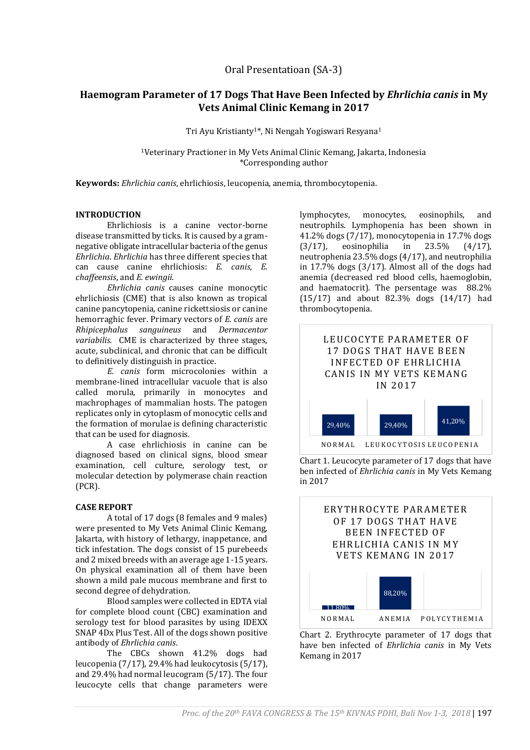Oral Presentatioan (SA-3)

# Haemogram Parameter of 17 Dogs That Have Been Infected by *Ehrlichia canis* in My Vets Animal Clinic Kemang in 2017

Tri Ayu Kristianty[1]*, Ni Nengah Yogiswari Resyana[1]

[1]Veterinary Practioner in My Vets Animal Clinic Kemang, Jakarta, Indonesia
*Corresponding author

**Keywords:** *Ehrlichia canis*, ehrlichiosis, leucopenia, anemia, thrombocytopenia.

## INTRODUCTION

Ehrlichiosis is a canine vector-borne disease transmitted by ticks. It is caused by a gram-negative obligate intracellular bacteria of the genus *Ehrlichia*. *Ehrlichia* has three different species that can cause canine ehrlichiosis: *E. canis, E. chaffeensis*, and *E. ewingii*.

*Ehrlichia canis* causes canine monocytic ehrlichiosis (CME) that is also known as tropical canine pancytopenia, canine rickettsiosis or canine hemorraghic fever. Primary vectors of *E. canis* are *Rhipicephalus sanguineus* and *Dermacentor variabilis*. CME is characterized by three stages, acute, subclinical, and chronic that can be difficult to definitively distinguish in practice.

*E. canis* form microcolonies within a membrane-lined intracellular vacuole that is also called morula, primarily in monocytes and machrophages of mammalian hosts. The patogen replicates only in cytoplasm of monocytic cells and the formation of morulae is defining characteristic that can be used for diagnosis.

A case ehrlichiosis in canine can be diagnosed based on clinical signs, blood smear examination, cell culture, serology test, or molecular detection by polymerase chain reaction (PCR).

## CASE REPORT

A total of 17 dogs (8 females and 9 males) were presented to My Vets Animal Clinic Kemang, Jakarta, with history of lethargy, inappetance, and tick infestation. The dogs consist of 15 purebeeds and 2 mixed breeds with an average age 1-15 years. On physical examination all of them have been shown a mild pale mucous membrane and first to second degree of dehydration.

Blood samples were collected in EDTA vial for complete blood count (CBC) examination and serology test for blood parasites by using IDEXX SNAP 4Dx Plus Test. All of the dogs shown positive antibody of *Ehrlichia canis*.

The CBCs shown 41.2% dogs had leucopenia (7/17), 29.4% had leukocytosis (5/17), and 29.4% had normal leucogram (5/17). The four leucocyte cells that change parameters were lymphocytes, monocytes, eosinophils, and neutrophils. Lymphopenia has been shown in 41.2% dogs (7/17), monocytopenia in 17.7% dogs (3/17), eosinophilia in 23.5% (4/17), neutrophenia 23.5% dogs (4/17), and neutrophilia in 17.7% dogs (3/17). Almost all of the dogs had anemia (decreased red blood cells, haemoglobin, and haematocrit). The persentage was 88.2% (15/17) and about 82.3% dogs (14/17) had thrombocytopenia.

**LEUCOCYTE PARAMETER OF 17 DOGS THAT HAVE BEEN INFECTED OF EHRLICHIA CANIS IN MY VETS KEMANG IN 2017**

| NORMAL | LEUKOCYTOSIS | LEUCOPENIA |
|---|---|---|
| 29,40% | 29,40% | 41,20% |

Chart 1. Leucocyte parameter of 17 dogs that have ben infected of *Ehrlichia canis* in My Vets Kemang in 2017

**ERYTHROCYTE PARAMETER OF 17 DOGS THAT HAVE BEEN INFECTED OF EHRLICHIA CANIS IN MY VETS KEMANG IN 2017**

| NORMAL | ANEMIA | POLYCYTHEMIA |
|---|---|---|
| 11,80% | 88,20% | |

Chart 2. Erythrocyte parameter of 17 dogs that have ben infected of *Ehrlichia canis* in My Vets Kemang in 2017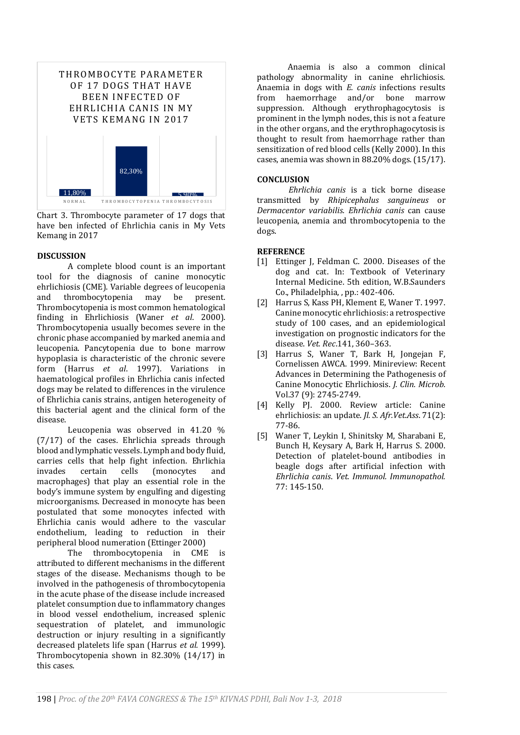THROMBOCYTE PARAMETER OF 17 DOGS THAT HAVE BEEN INFECTED OF EHRLICHIA CANIS IN MY VETS KEMANG IN 2017

11,80%

82,30%

5,90%

NORMAL THROMBOCYTOPENIA THROMBOCYTOSIS

Chart 3. Thrombocyte parameter of 17 dogs that have ben infected of Ehrlichia canis in My Vets Kemang in 2017

## DISCUSSION

A complete blood count is an important tool for the diagnosis of canine monocytic ehrlichiosis (CME). Variable degrees of leucopenia and thrombocytopenia may be present. Thrombocytopenia is most common hematological finding in Ehrlichiosis (Waner *et al*. 2000). Thrombocytopenia usually becomes severe in the chronic phase accompanied by marked anemia and leucopenia. Pancytopenia due to bone marrow hypoplasia is characteristic of the chronic severe form (Harrus *et al*. 1997). Variations in haematological profiles in Ehrlichia canis infected dogs may be related to differences in the virulence of Ehrlichia canis strains, antigen heterogeneity of this bacterial agent and the clinical form of the disease.

Leucopenia was observed in 41.20 % (7/17) of the cases. Ehrlichia spreads through blood and lymphatic vessels. Lymph and body fluid, carries cells that help fight infection. Ehrlichia invades certain cells (monocytes and macrophages) that play an essential role in the body's immune system by engulfing and digesting microorganisms. Decreased in monocyte has been postulated that some monocytes infected with Ehrlichia canis would adhere to the vascular endothelium, leading to reduction in their peripheral blood numeration (Ettinger 2000)

The thrombocytopenia in CME is attributed to different mechanisms in the different stages of the disease. Mechanisms though to be involved in the pathogenesis of thrombocytopenia in the acute phase of the disease include increased platelet consumption due to inflammatory changes in blood vessel endothelium, increased splenic sequestration of platelet, and immunologic destruction or injury resulting in a significantly decreased platelets life span (Harrus *et al.* 1999). Thrombocytopenia shown in 82.30% (14/17) in this cases.

Anaemia is also a common clinical pathology abnormality in canine ehrlichiosis. Anaemia in dogs with *E. canis* infections results from haemorrhage and/or bone marrow suppression. Although erythrophagocytosis is prominent in the lymph nodes, this is not a feature in the other organs, and the erythrophagocytosis is thought to result from haemorrhage rather than sensitization of red blood cells (Kelly 2000). In this cases, anemia was shown in 88.20% dogs. (15/17).

## CONCLUSION

*Ehrlichia canis* is a tick borne disease transmitted by *Rhipicephalus sanguineus* or *Dermacentor variabilis. Ehrlichia canis* can cause leucopenia, anemia and thrombocytopenia to the dogs.

## REFERENCE

[1] Ettinger J, Feldman C. 2000. Diseases of the dog and cat. In: Textbook of Veterinary Internal Medicine. 5th edition, W.B.Saunders Co., Philadelphia, , pp.: 402-406.

[2] Harrus S, Kass PH, Klement E, Waner T. 1997. Canine monocytic ehrlichiosis: a retrospective study of 100 cases, and an epidemiological investigation on prognostic indicators for the disease. *Vet. Rec*.141, 360–363.

[3] Harrus S, Waner T, Bark H, Jongejan F, Cornelissen AWCA. 1999. Minireview: Recent Advances in Determining the Pathogenesis of Canine Monocytic Ehrlichiosis. *J. Clin. Microb.* Vol.37 (9): 2745-2749.

[4] Kelly PJ. 2000. Review article: Canine ehrlichiosis: an update. *Jl. S. Afr.Vet.Ass*. 71(2): 77-86.

[5] Waner T, Leykin I, Shinitsky M, Sharabani E, Bunch H, Keysary A, Bark H, Harrus S. 2000. Detection of platelet-bound antibodies in beagle dogs after artificial infection with *Ehrlichia canis*. *Vet. Immunol. Immunopathol.* 77: 145-150.